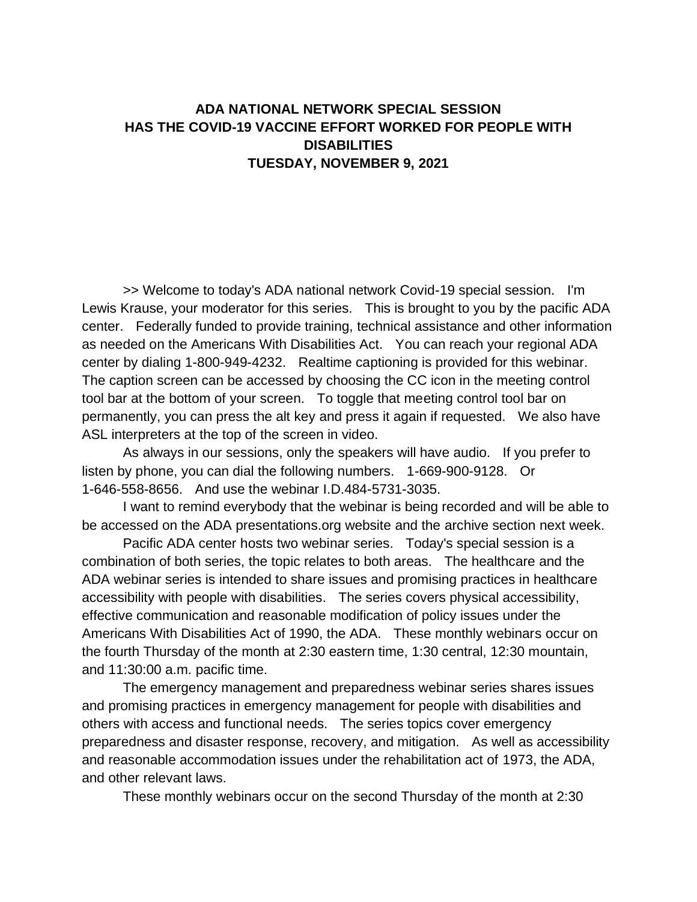**ADA NATIONAL NETWORK SPECIAL SESSION**
**HAS THE COVID-19 VACCINE EFFORT WORKED FOR PEOPLE WITH DISABILITIES**
**TUESDAY, NOVEMBER 9, 2021**

>> Welcome to today's ADA national network Covid-19 special session. I'm Lewis Krause, your moderator for this series. This is brought to you by the pacific ADA center. Federally funded to provide training, technical assistance and other information as needed on the Americans With Disabilities Act. You can reach your regional ADA center by dialing 1-800-949-4232. Realtime captioning is provided for this webinar. The caption screen can be accessed by choosing the CC icon in the meeting control tool bar at the bottom of your screen. To toggle that meeting control tool bar on permanently, you can press the alt key and press it again if requested. We also have ASL interpreters at the top of the screen in video.

As always in our sessions, only the speakers will have audio. If you prefer to listen by phone, you can dial the following numbers. 1-669-900-9128. Or 1-646-558-8656. And use the webinar I.D.484-5731-3035.

I want to remind everybody that the webinar is being recorded and will be able to be accessed on the ADA presentations.org website and the archive section next week.

Pacific ADA center hosts two webinar series. Today's special session is a combination of both series, the topic relates to both areas. The healthcare and the ADA webinar series is intended to share issues and promising practices in healthcare accessibility with people with disabilities. The series covers physical accessibility, effective communication and reasonable modification of policy issues under the Americans With Disabilities Act of 1990, the ADA. These monthly webinars occur on the fourth Thursday of the month at 2:30 eastern time, 1:30 central, 12:30 mountain, and 11:30:00 a.m. pacific time.

The emergency management and preparedness webinar series shares issues and promising practices in emergency management for people with disabilities and others with access and functional needs. The series topics cover emergency preparedness and disaster response, recovery, and mitigation. As well as accessibility and reasonable accommodation issues under the rehabilitation act of 1973, the ADA, and other relevant laws.

These monthly webinars occur on the second Thursday of the month at 2:30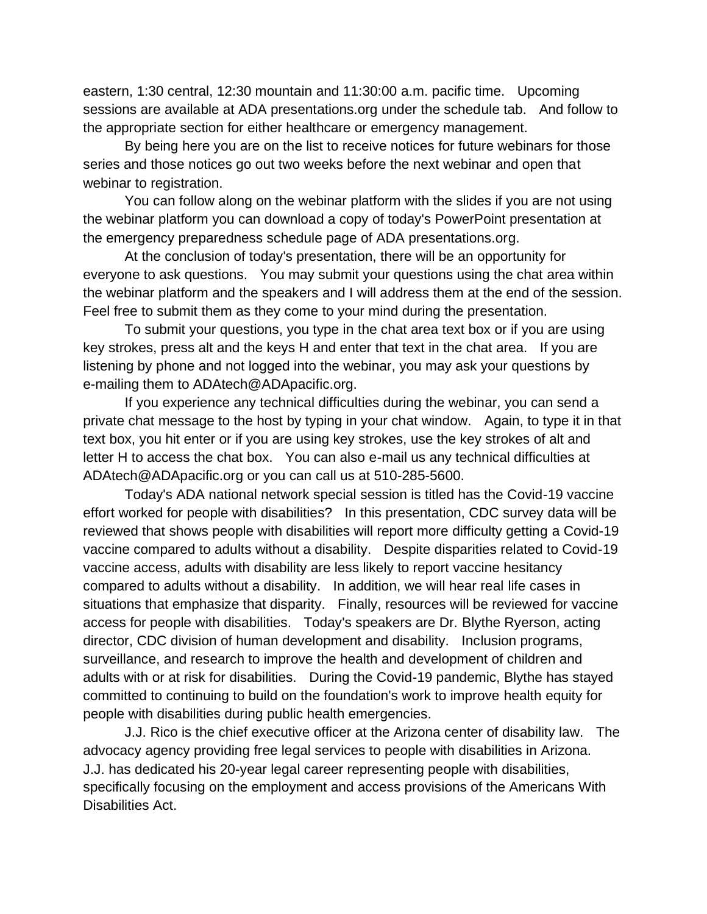eastern, 1:30 central, 12:30 mountain and 11:30:00 a.m. pacific time. Upcoming sessions are available at ADA presentations.org under the schedule tab. And follow to the appropriate section for either healthcare or emergency management.

By being here you are on the list to receive notices for future webinars for those series and those notices go out two weeks before the next webinar and open that webinar to registration.

You can follow along on the webinar platform with the slides if you are not using the webinar platform you can download a copy of today's PowerPoint presentation at the emergency preparedness schedule page of ADA presentations.org.

At the conclusion of today's presentation, there will be an opportunity for everyone to ask questions. You may submit your questions using the chat area within the webinar platform and the speakers and I will address them at the end of the session. Feel free to submit them as they come to your mind during the presentation.

To submit your questions, you type in the chat area text box or if you are using key strokes, press alt and the keys H and enter that text in the chat area. If you are listening by phone and not logged into the webinar, you may ask your questions by e-mailing them to ADAtech@ADApacific.org.

If you experience any technical difficulties during the webinar, you can send a private chat message to the host by typing in your chat window. Again, to type it in that text box, you hit enter or if you are using key strokes, use the key strokes of alt and letter H to access the chat box. You can also e-mail us any technical difficulties at ADAtech@ADApacific.org or you can call us at 510-285-5600.

Today's ADA national network special session is titled has the Covid-19 vaccine effort worked for people with disabilities? In this presentation, CDC survey data will be reviewed that shows people with disabilities will report more difficulty getting a Covid-19 vaccine compared to adults without a disability. Despite disparities related to Covid-19 vaccine access, adults with disability are less likely to report vaccine hesitancy compared to adults without a disability. In addition, we will hear real life cases in situations that emphasize that disparity. Finally, resources will be reviewed for vaccine access for people with disabilities. Today's speakers are Dr. Blythe Ryerson, acting director, CDC division of human development and disability. Inclusion programs, surveillance, and research to improve the health and development of children and adults with or at risk for disabilities. During the Covid-19 pandemic, Blythe has stayed committed to continuing to build on the foundation's work to improve health equity for people with disabilities during public health emergencies.

J.J. Rico is the chief executive officer at the Arizona center of disability law. The advocacy agency providing free legal services to people with disabilities in Arizona. J.J. has dedicated his 20-year legal career representing people with disabilities, specifically focusing on the employment and access provisions of the Americans With Disabilities Act.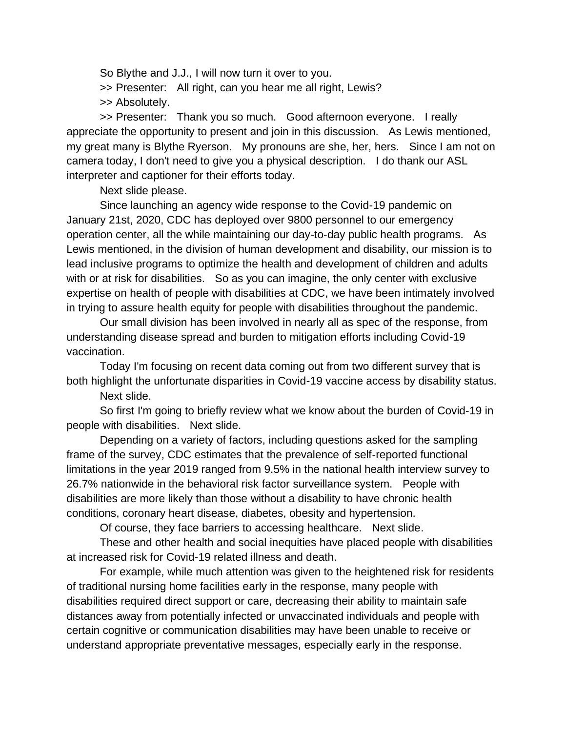So Blythe and J.J., I will now turn it over to you.

>> Presenter: All right, can you hear me all right, Lewis?

>> Absolutely.

>> Presenter: Thank you so much. Good afternoon everyone. I really appreciate the opportunity to present and join in this discussion. As Lewis mentioned, my great many is Blythe Ryerson. My pronouns are she, her, hers. Since I am not on camera today, I don't need to give you a physical description. I do thank our ASL interpreter and captioner for their efforts today.

Next slide please.

Since launching an agency wide response to the Covid-19 pandemic on January 21st, 2020, CDC has deployed over 9800 personnel to our emergency operation center, all the while maintaining our day-to-day public health programs. As Lewis mentioned, in the division of human development and disability, our mission is to lead inclusive programs to optimize the health and development of children and adults with or at risk for disabilities. So as you can imagine, the only center with exclusive expertise on health of people with disabilities at CDC, we have been intimately involved in trying to assure health equity for people with disabilities throughout the pandemic.

Our small division has been involved in nearly all as spec of the response, from understanding disease spread and burden to mitigation efforts including Covid-19 vaccination.

Today I'm focusing on recent data coming out from two different survey that is both highlight the unfortunate disparities in Covid-19 vaccine access by disability status.

Next slide.

So first I'm going to briefly review what we know about the burden of Covid-19 in people with disabilities. Next slide.

Depending on a variety of factors, including questions asked for the sampling frame of the survey, CDC estimates that the prevalence of self-reported functional limitations in the year 2019 ranged from 9.5% in the national health interview survey to 26.7% nationwide in the behavioral risk factor surveillance system. People with disabilities are more likely than those without a disability to have chronic health conditions, coronary heart disease, diabetes, obesity and hypertension.

Of course, they face barriers to accessing healthcare. Next slide.

These and other health and social inequities have placed people with disabilities at increased risk for Covid-19 related illness and death.

For example, while much attention was given to the heightened risk for residents of traditional nursing home facilities early in the response, many people with disabilities required direct support or care, decreasing their ability to maintain safe distances away from potentially infected or unvaccinated individuals and people with certain cognitive or communication disabilities may have been unable to receive or understand appropriate preventative messages, especially early in the response.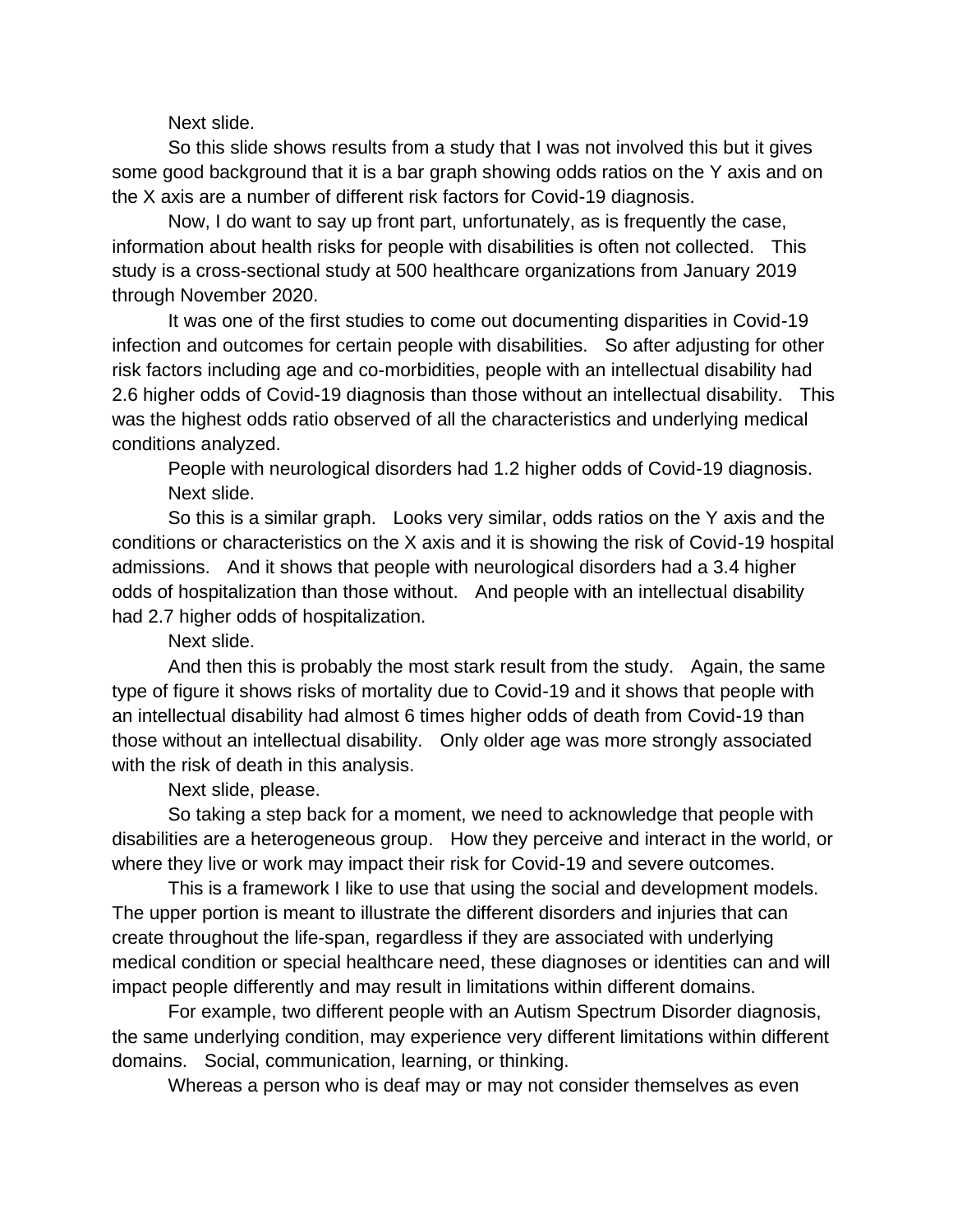Next slide.

So this slide shows results from a study that I was not involved this but it gives some good background that it is a bar graph showing odds ratios on the Y axis and on the X axis are a number of different risk factors for Covid-19 diagnosis.

Now, I do want to say up front part, unfortunately, as is frequently the case, information about health risks for people with disabilities is often not collected. This study is a cross-sectional study at 500 healthcare organizations from January 2019 through November 2020.

It was one of the first studies to come out documenting disparities in Covid-19 infection and outcomes for certain people with disabilities. So after adjusting for other risk factors including age and co-morbidities, people with an intellectual disability had 2.6 higher odds of Covid-19 diagnosis than those without an intellectual disability. This was the highest odds ratio observed of all the characteristics and underlying medical conditions analyzed.

People with neurological disorders had 1.2 higher odds of Covid-19 diagnosis.

Next slide.

So this is a similar graph. Looks very similar, odds ratios on the Y axis and the conditions or characteristics on the X axis and it is showing the risk of Covid-19 hospital admissions. And it shows that people with neurological disorders had a 3.4 higher odds of hospitalization than those without. And people with an intellectual disability had 2.7 higher odds of hospitalization.

Next slide.

And then this is probably the most stark result from the study. Again, the same type of figure it shows risks of mortality due to Covid-19 and it shows that people with an intellectual disability had almost 6 times higher odds of death from Covid-19 than those without an intellectual disability. Only older age was more strongly associated with the risk of death in this analysis.

Next slide, please.

So taking a step back for a moment, we need to acknowledge that people with disabilities are a heterogeneous group. How they perceive and interact in the world, or where they live or work may impact their risk for Covid-19 and severe outcomes.

This is a framework I like to use that using the social and development models. The upper portion is meant to illustrate the different disorders and injuries that can create throughout the life-span, regardless if they are associated with underlying medical condition or special healthcare need, these diagnoses or identities can and will impact people differently and may result in limitations within different domains.

For example, two different people with an Autism Spectrum Disorder diagnosis, the same underlying condition, may experience very different limitations within different domains. Social, communication, learning, or thinking.

Whereas a person who is deaf may or may not consider themselves as even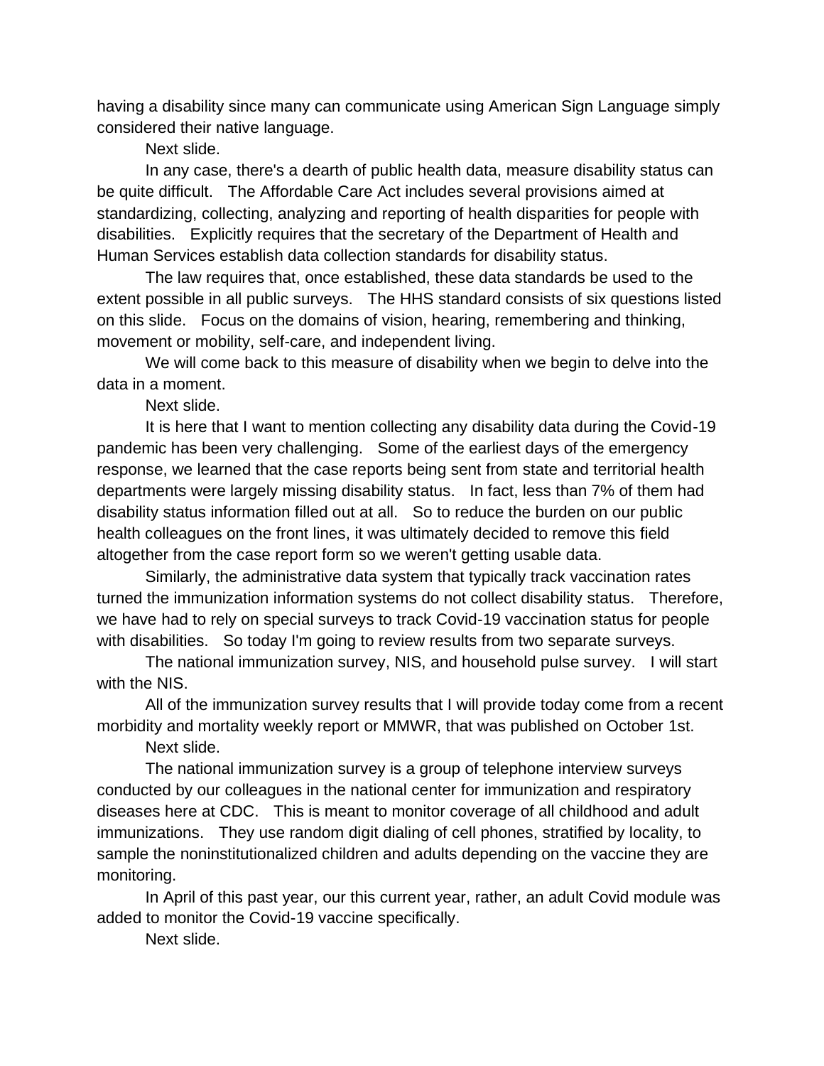having a disability since many can communicate using American Sign Language simply considered their native language.

Next slide.

In any case, there's a dearth of public health data, measure disability status can be quite difficult. The Affordable Care Act includes several provisions aimed at standardizing, collecting, analyzing and reporting of health disparities for people with disabilities. Explicitly requires that the secretary of the Department of Health and Human Services establish data collection standards for disability status.

The law requires that, once established, these data standards be used to the extent possible in all public surveys. The HHS standard consists of six questions listed on this slide. Focus on the domains of vision, hearing, remembering and thinking, movement or mobility, self-care, and independent living.

We will come back to this measure of disability when we begin to delve into the data in a moment.

Next slide.

It is here that I want to mention collecting any disability data during the Covid-19 pandemic has been very challenging. Some of the earliest days of the emergency response, we learned that the case reports being sent from state and territorial health departments were largely missing disability status. In fact, less than 7% of them had disability status information filled out at all. So to reduce the burden on our public health colleagues on the front lines, it was ultimately decided to remove this field altogether from the case report form so we weren't getting usable data.

Similarly, the administrative data system that typically track vaccination rates turned the immunization information systems do not collect disability status. Therefore, we have had to rely on special surveys to track Covid-19 vaccination status for people with disabilities. So today I'm going to review results from two separate surveys.

The national immunization survey, NIS, and household pulse survey. I will start with the NIS.

All of the immunization survey results that I will provide today come from a recent morbidity and mortality weekly report or MMWR, that was published on October 1st.

Next slide.

The national immunization survey is a group of telephone interview surveys conducted by our colleagues in the national center for immunization and respiratory diseases here at CDC. This is meant to monitor coverage of all childhood and adult immunizations. They use random digit dialing of cell phones, stratified by locality, to sample the noninstitutionalized children and adults depending on the vaccine they are monitoring.

In April of this past year, our this current year, rather, an adult Covid module was added to monitor the Covid-19 vaccine specifically.

Next slide.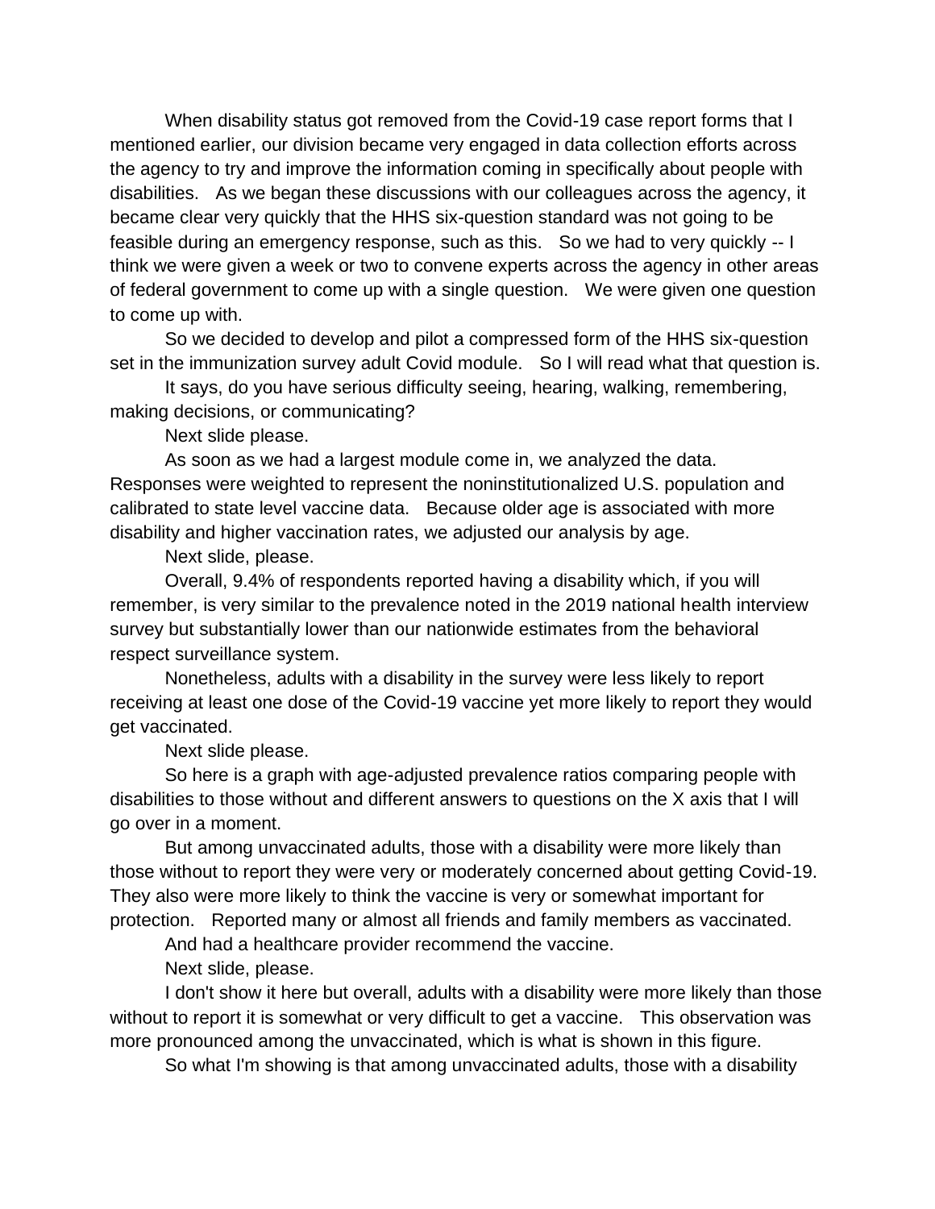When disability status got removed from the Covid-19 case report forms that I mentioned earlier, our division became very engaged in data collection efforts across the agency to try and improve the information coming in specifically about people with disabilities. As we began these discussions with our colleagues across the agency, it became clear very quickly that the HHS six-question standard was not going to be feasible during an emergency response, such as this. So we had to very quickly -- I think we were given a week or two to convene experts across the agency in other areas of federal government to come up with a single question. We were given one question to come up with.

So we decided to develop and pilot a compressed form of the HHS six-question set in the immunization survey adult Covid module. So I will read what that question is.

It says, do you have serious difficulty seeing, hearing, walking, remembering, making decisions, or communicating?

Next slide please.

As soon as we had a largest module come in, we analyzed the data. Responses were weighted to represent the noninstitutionalized U.S. population and calibrated to state level vaccine data. Because older age is associated with more disability and higher vaccination rates, we adjusted our analysis by age.

Next slide, please.

Overall, 9.4% of respondents reported having a disability which, if you will remember, is very similar to the prevalence noted in the 2019 national health interview survey but substantially lower than our nationwide estimates from the behavioral respect surveillance system.

Nonetheless, adults with a disability in the survey were less likely to report receiving at least one dose of the Covid-19 vaccine yet more likely to report they would get vaccinated.

Next slide please.

So here is a graph with age-adjusted prevalence ratios comparing people with disabilities to those without and different answers to questions on the X axis that I will go over in a moment.

But among unvaccinated adults, those with a disability were more likely than those without to report they were very or moderately concerned about getting Covid-19. They also were more likely to think the vaccine is very or somewhat important for protection. Reported many or almost all friends and family members as vaccinated.

And had a healthcare provider recommend the vaccine.

Next slide, please.

I don't show it here but overall, adults with a disability were more likely than those without to report it is somewhat or very difficult to get a vaccine. This observation was more pronounced among the unvaccinated, which is what is shown in this figure.

So what I'm showing is that among unvaccinated adults, those with a disability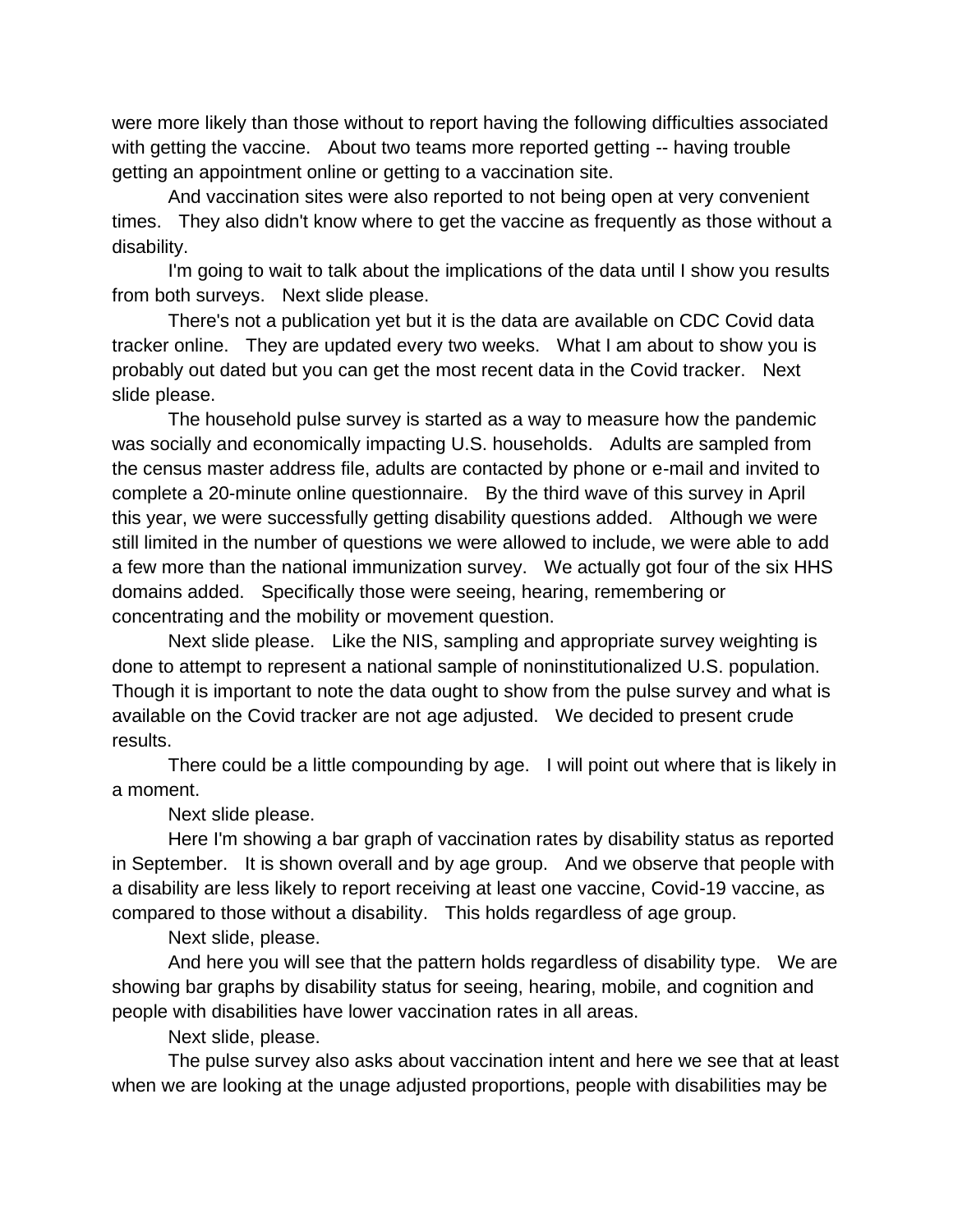were more likely than those without to report having the following difficulties associated with getting the vaccine. About two teams more reported getting -- having trouble getting an appointment online or getting to a vaccination site.

And vaccination sites were also reported to not being open at very convenient times. They also didn't know where to get the vaccine as frequently as those without a disability.

I'm going to wait to talk about the implications of the data until I show you results from both surveys. Next slide please.

There's not a publication yet but it is the data are available on CDC Covid data tracker online. They are updated every two weeks. What I am about to show you is probably out dated but you can get the most recent data in the Covid tracker. Next slide please.

The household pulse survey is started as a way to measure how the pandemic was socially and economically impacting U.S. households. Adults are sampled from the census master address file, adults are contacted by phone or e-mail and invited to complete a 20-minute online questionnaire. By the third wave of this survey in April this year, we were successfully getting disability questions added. Although we were still limited in the number of questions we were allowed to include, we were able to add a few more than the national immunization survey. We actually got four of the six HHS domains added. Specifically those were seeing, hearing, remembering or concentrating and the mobility or movement question.

Next slide please. Like the NIS, sampling and appropriate survey weighting is done to attempt to represent a national sample of noninstitutionalized U.S. population. Though it is important to note the data ought to show from the pulse survey and what is available on the Covid tracker are not age adjusted. We decided to present crude results.

There could be a little compounding by age. I will point out where that is likely in a moment.

Next slide please.

Here I'm showing a bar graph of vaccination rates by disability status as reported in September. It is shown overall and by age group. And we observe that people with a disability are less likely to report receiving at least one vaccine, Covid-19 vaccine, as compared to those without a disability. This holds regardless of age group.

Next slide, please.

And here you will see that the pattern holds regardless of disability type. We are showing bar graphs by disability status for seeing, hearing, mobile, and cognition and people with disabilities have lower vaccination rates in all areas.

Next slide, please.

The pulse survey also asks about vaccination intent and here we see that at least when we are looking at the unage adjusted proportions, people with disabilities may be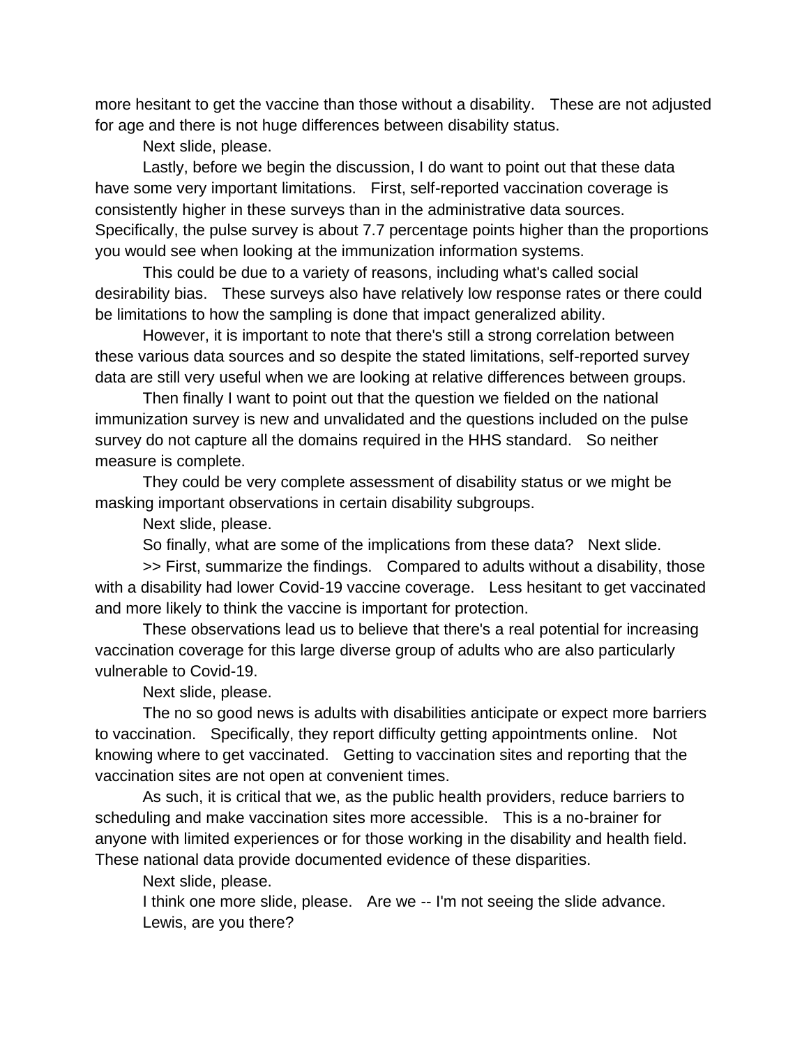more hesitant to get the vaccine than those without a disability. These are not adjusted for age and there is not huge differences between disability status.

Next slide, please.

Lastly, before we begin the discussion, I do want to point out that these data have some very important limitations. First, self-reported vaccination coverage is consistently higher in these surveys than in the administrative data sources. Specifically, the pulse survey is about 7.7 percentage points higher than the proportions you would see when looking at the immunization information systems.

This could be due to a variety of reasons, including what's called social desirability bias. These surveys also have relatively low response rates or there could be limitations to how the sampling is done that impact generalized ability.

However, it is important to note that there's still a strong correlation between these various data sources and so despite the stated limitations, self-reported survey data are still very useful when we are looking at relative differences between groups.

Then finally I want to point out that the question we fielded on the national immunization survey is new and unvalidated and the questions included on the pulse survey do not capture all the domains required in the HHS standard. So neither measure is complete.

They could be very complete assessment of disability status or we might be masking important observations in certain disability subgroups.

Next slide, please.

So finally, what are some of the implications from these data? Next slide.

>> First, summarize the findings. Compared to adults without a disability, those with a disability had lower Covid-19 vaccine coverage. Less hesitant to get vaccinated and more likely to think the vaccine is important for protection.

These observations lead us to believe that there's a real potential for increasing vaccination coverage for this large diverse group of adults who are also particularly vulnerable to Covid-19.

Next slide, please.

The no so good news is adults with disabilities anticipate or expect more barriers to vaccination. Specifically, they report difficulty getting appointments online. Not knowing where to get vaccinated. Getting to vaccination sites and reporting that the vaccination sites are not open at convenient times.

As such, it is critical that we, as the public health providers, reduce barriers to scheduling and make vaccination sites more accessible. This is a no-brainer for anyone with limited experiences or for those working in the disability and health field. These national data provide documented evidence of these disparities.

Next slide, please.

I think one more slide, please. Are we -- I'm not seeing the slide advance.

Lewis, are you there?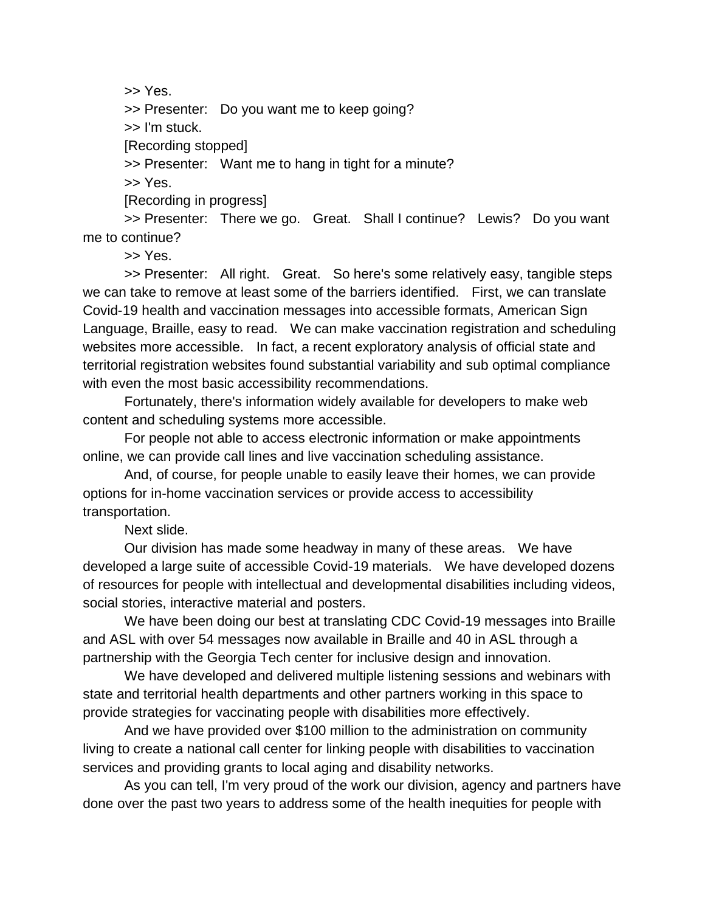>> Yes.

>> Presenter: Do you want me to keep going?

>> I'm stuck.

[Recording stopped]

>> Presenter: Want me to hang in tight for a minute?

>> Yes.

[Recording in progress]

>> Presenter: There we go. Great. Shall I continue? Lewis? Do you want me to continue?

>> Yes.

>> Presenter: All right. Great. So here's some relatively easy, tangible steps we can take to remove at least some of the barriers identified. First, we can translate Covid-19 health and vaccination messages into accessible formats, American Sign Language, Braille, easy to read. We can make vaccination registration and scheduling websites more accessible. In fact, a recent exploratory analysis of official state and territorial registration websites found substantial variability and sub optimal compliance with even the most basic accessibility recommendations.

Fortunately, there's information widely available for developers to make web content and scheduling systems more accessible.

For people not able to access electronic information or make appointments online, we can provide call lines and live vaccination scheduling assistance.

And, of course, for people unable to easily leave their homes, we can provide options for in-home vaccination services or provide access to accessibility transportation.

Next slide.

Our division has made some headway in many of these areas. We have developed a large suite of accessible Covid-19 materials. We have developed dozens of resources for people with intellectual and developmental disabilities including videos, social stories, interactive material and posters.

We have been doing our best at translating CDC Covid-19 messages into Braille and ASL with over 54 messages now available in Braille and 40 in ASL through a partnership with the Georgia Tech center for inclusive design and innovation.

We have developed and delivered multiple listening sessions and webinars with state and territorial health departments and other partners working in this space to provide strategies for vaccinating people with disabilities more effectively.

And we have provided over $100 million to the administration on community living to create a national call center for linking people with disabilities to vaccination services and providing grants to local aging and disability networks.

As you can tell, I'm very proud of the work our division, agency and partners have done over the past two years to address some of the health inequities for people with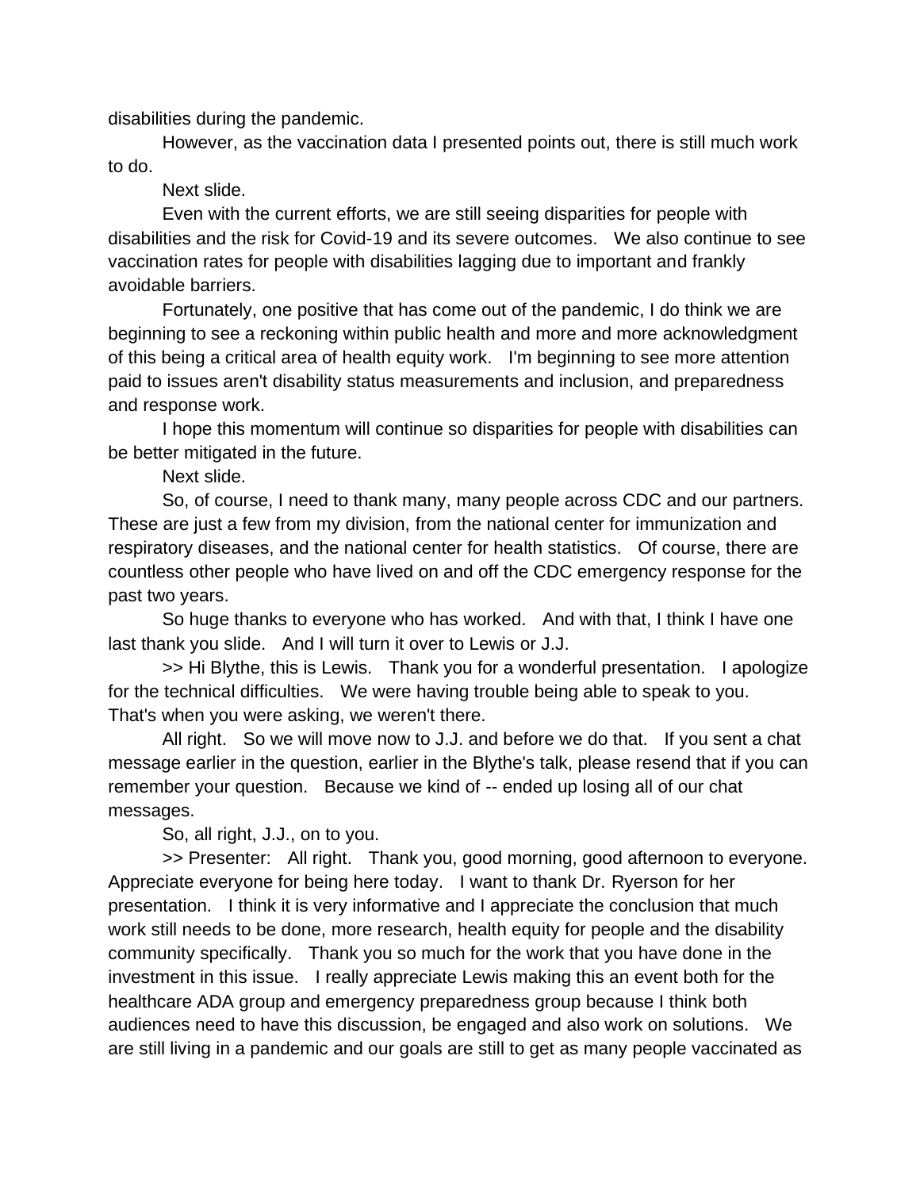disabilities during the pandemic.

However, as the vaccination data I presented points out, there is still much work to do.

Next slide.

Even with the current efforts, we are still seeing disparities for people with disabilities and the risk for Covid-19 and its severe outcomes. We also continue to see vaccination rates for people with disabilities lagging due to important and frankly avoidable barriers.

Fortunately, one positive that has come out of the pandemic, I do think we are beginning to see a reckoning within public health and more and more acknowledgment of this being a critical area of health equity work. I'm beginning to see more attention paid to issues aren't disability status measurements and inclusion, and preparedness and response work.

I hope this momentum will continue so disparities for people with disabilities can be better mitigated in the future.

Next slide.

So, of course, I need to thank many, many people across CDC and our partners. These are just a few from my division, from the national center for immunization and respiratory diseases, and the national center for health statistics. Of course, there are countless other people who have lived on and off the CDC emergency response for the past two years.

So huge thanks to everyone who has worked. And with that, I think I have one last thank you slide. And I will turn it over to Lewis or J.J.

>> Hi Blythe, this is Lewis. Thank you for a wonderful presentation. I apologize for the technical difficulties. We were having trouble being able to speak to you. That's when you were asking, we weren't there.

All right. So we will move now to J.J. and before we do that. If you sent a chat message earlier in the question, earlier in the Blythe's talk, please resend that if you can remember your question. Because we kind of -- ended up losing all of our chat messages.

So, all right, J.J., on to you.

>> Presenter: All right. Thank you, good morning, good afternoon to everyone. Appreciate everyone for being here today. I want to thank Dr. Ryerson for her presentation. I think it is very informative and I appreciate the conclusion that much work still needs to be done, more research, health equity for people and the disability community specifically. Thank you so much for the work that you have done in the investment in this issue. I really appreciate Lewis making this an event both for the healthcare ADA group and emergency preparedness group because I think both audiences need to have this discussion, be engaged and also work on solutions. We are still living in a pandemic and our goals are still to get as many people vaccinated as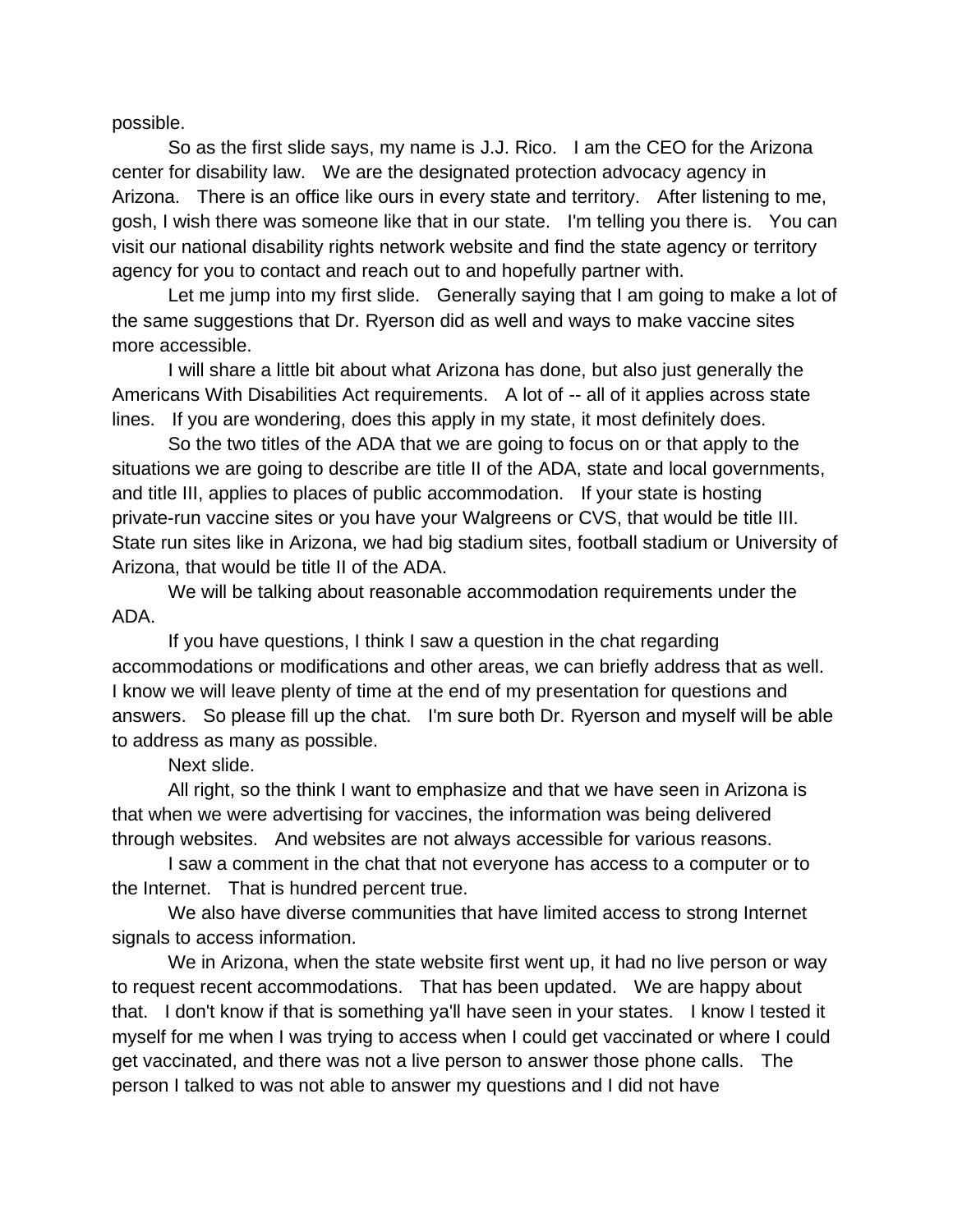possible.

So as the first slide says, my name is J.J. Rico. I am the CEO for the Arizona center for disability law. We are the designated protection advocacy agency in Arizona. There is an office like ours in every state and territory. After listening to me, gosh, I wish there was someone like that in our state. I'm telling you there is. You can visit our national disability rights network website and find the state agency or territory agency for you to contact and reach out to and hopefully partner with.

Let me jump into my first slide. Generally saying that I am going to make a lot of the same suggestions that Dr. Ryerson did as well and ways to make vaccine sites more accessible.

I will share a little bit about what Arizona has done, but also just generally the Americans With Disabilities Act requirements. A lot of -- all of it applies across state lines. If you are wondering, does this apply in my state, it most definitely does.

So the two titles of the ADA that we are going to focus on or that apply to the situations we are going to describe are title II of the ADA, state and local governments, and title III, applies to places of public accommodation. If your state is hosting private-run vaccine sites or you have your Walgreens or CVS, that would be title III. State run sites like in Arizona, we had big stadium sites, football stadium or University of Arizona, that would be title II of the ADA.

We will be talking about reasonable accommodation requirements under the ADA.

If you have questions, I think I saw a question in the chat regarding accommodations or modifications and other areas, we can briefly address that as well. I know we will leave plenty of time at the end of my presentation for questions and answers. So please fill up the chat. I'm sure both Dr. Ryerson and myself will be able to address as many as possible.

Next slide.

All right, so the think I want to emphasize and that we have seen in Arizona is that when we were advertising for vaccines, the information was being delivered through websites. And websites are not always accessible for various reasons.

I saw a comment in the chat that not everyone has access to a computer or to the Internet. That is hundred percent true.

We also have diverse communities that have limited access to strong Internet signals to access information.

We in Arizona, when the state website first went up, it had no live person or way to request recent accommodations. That has been updated. We are happy about that. I don't know if that is something ya'll have seen in your states. I know I tested it myself for me when I was trying to access when I could get vaccinated or where I could get vaccinated, and there was not a live person to answer those phone calls. The person I talked to was not able to answer my questions and I did not have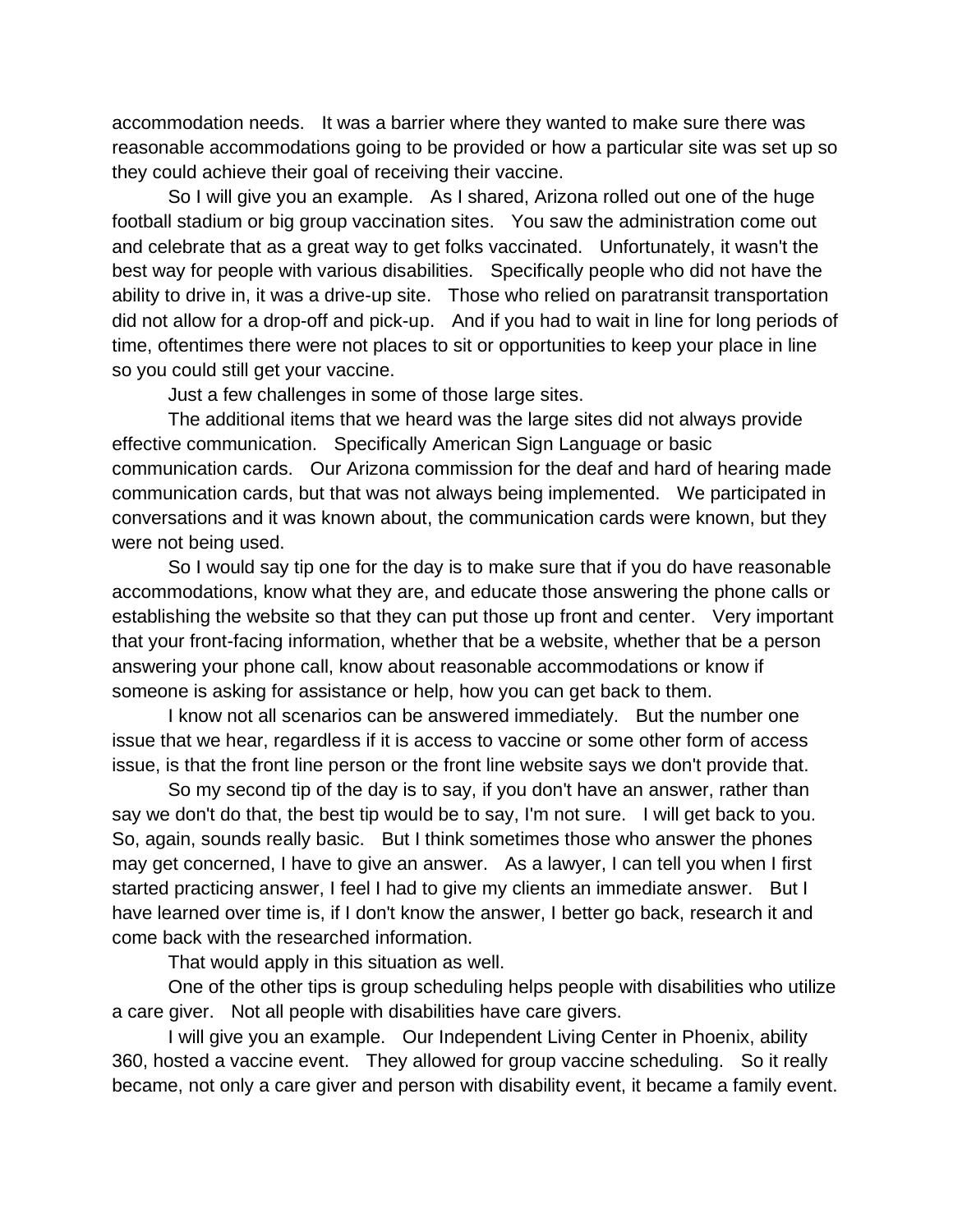accommodation needs. It was a barrier where they wanted to make sure there was reasonable accommodations going to be provided or how a particular site was set up so they could achieve their goal of receiving their vaccine.

So I will give you an example. As I shared, Arizona rolled out one of the huge football stadium or big group vaccination sites. You saw the administration come out and celebrate that as a great way to get folks vaccinated. Unfortunately, it wasn't the best way for people with various disabilities. Specifically people who did not have the ability to drive in, it was a drive-up site. Those who relied on paratransit transportation did not allow for a drop-off and pick-up. And if you had to wait in line for long periods of time, oftentimes there were not places to sit or opportunities to keep your place in line so you could still get your vaccine.

Just a few challenges in some of those large sites.

The additional items that we heard was the large sites did not always provide effective communication. Specifically American Sign Language or basic communication cards. Our Arizona commission for the deaf and hard of hearing made communication cards, but that was not always being implemented. We participated in conversations and it was known about, the communication cards were known, but they were not being used.

So I would say tip one for the day is to make sure that if you do have reasonable accommodations, know what they are, and educate those answering the phone calls or establishing the website so that they can put those up front and center. Very important that your front-facing information, whether that be a website, whether that be a person answering your phone call, know about reasonable accommodations or know if someone is asking for assistance or help, how you can get back to them.

I know not all scenarios can be answered immediately. But the number one issue that we hear, regardless if it is access to vaccine or some other form of access issue, is that the front line person or the front line website says we don't provide that.

So my second tip of the day is to say, if you don't have an answer, rather than say we don't do that, the best tip would be to say, I'm not sure. I will get back to you. So, again, sounds really basic. But I think sometimes those who answer the phones may get concerned, I have to give an answer. As a lawyer, I can tell you when I first started practicing answer, I feel I had to give my clients an immediate answer. But I have learned over time is, if I don't know the answer, I better go back, research it and come back with the researched information.

That would apply in this situation as well.

One of the other tips is group scheduling helps people with disabilities who utilize a care giver. Not all people with disabilities have care givers.

I will give you an example. Our Independent Living Center in Phoenix, ability 360, hosted a vaccine event. They allowed for group vaccine scheduling. So it really became, not only a care giver and person with disability event, it became a family event.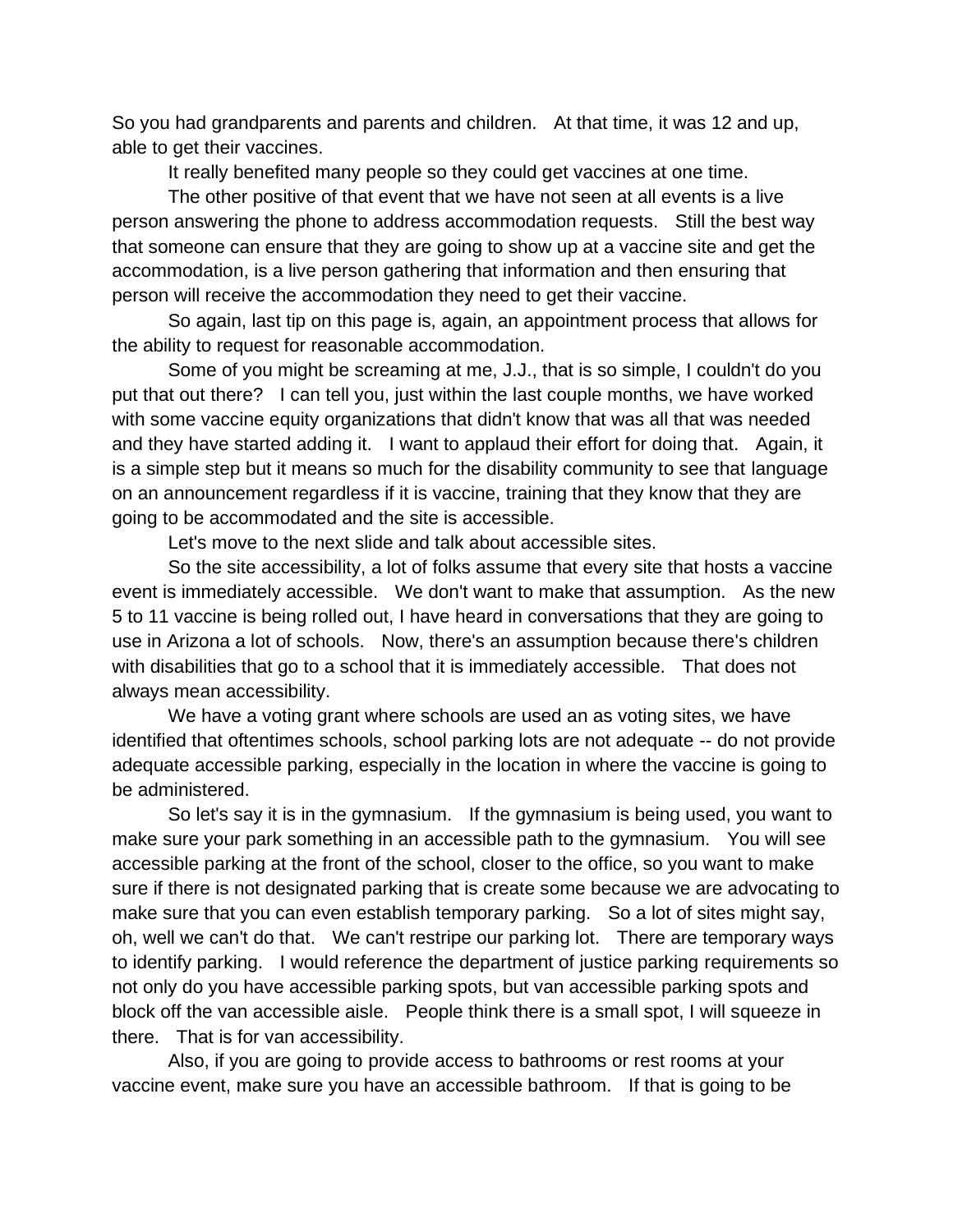So you had grandparents and parents and children. At that time, it was 12 and up, able to get their vaccines.

It really benefited many people so they could get vaccines at one time.

The other positive of that event that we have not seen at all events is a live person answering the phone to address accommodation requests. Still the best way that someone can ensure that they are going to show up at a vaccine site and get the accommodation, is a live person gathering that information and then ensuring that person will receive the accommodation they need to get their vaccine.

So again, last tip on this page is, again, an appointment process that allows for the ability to request for reasonable accommodation.

Some of you might be screaming at me, J.J., that is so simple, I couldn't do you put that out there? I can tell you, just within the last couple months, we have worked with some vaccine equity organizations that didn't know that was all that was needed and they have started adding it. I want to applaud their effort for doing that. Again, it is a simple step but it means so much for the disability community to see that language on an announcement regardless if it is vaccine, training that they know that they are going to be accommodated and the site is accessible.

Let's move to the next slide and talk about accessible sites.

So the site accessibility, a lot of folks assume that every site that hosts a vaccine event is immediately accessible. We don't want to make that assumption. As the new 5 to 11 vaccine is being rolled out, I have heard in conversations that they are going to use in Arizona a lot of schools. Now, there's an assumption because there's children with disabilities that go to a school that it is immediately accessible. That does not always mean accessibility.

We have a voting grant where schools are used an as voting sites, we have identified that oftentimes schools, school parking lots are not adequate -- do not provide adequate accessible parking, especially in the location in where the vaccine is going to be administered.

So let's say it is in the gymnasium. If the gymnasium is being used, you want to make sure your park something in an accessible path to the gymnasium. You will see accessible parking at the front of the school, closer to the office, so you want to make sure if there is not designated parking that is create some because we are advocating to make sure that you can even establish temporary parking. So a lot of sites might say, oh, well we can't do that. We can't restripe our parking lot. There are temporary ways to identify parking. I would reference the department of justice parking requirements so not only do you have accessible parking spots, but van accessible parking spots and block off the van accessible aisle. People think there is a small spot, I will squeeze in there. That is for van accessibility.

Also, if you are going to provide access to bathrooms or rest rooms at your vaccine event, make sure you have an accessible bathroom. If that is going to be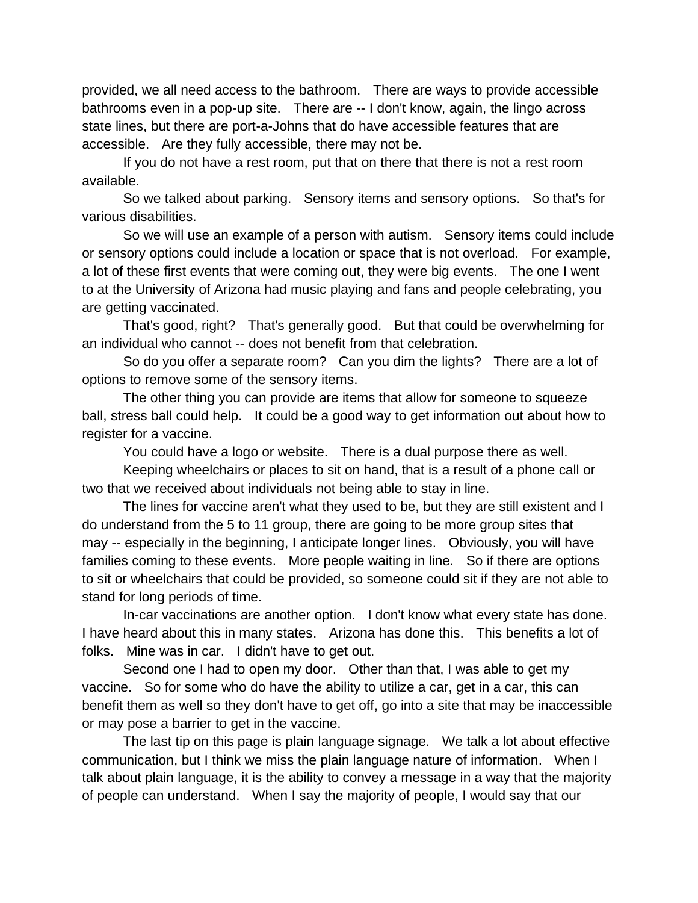provided, we all need access to the bathroom. There are ways to provide accessible bathrooms even in a pop-up site. There are -- I don't know, again, the lingo across state lines, but there are port-a-Johns that do have accessible features that are accessible. Are they fully accessible, there may not be.

If you do not have a rest room, put that on there that there is not a rest room available.

So we talked about parking. Sensory items and sensory options. So that's for various disabilities.

So we will use an example of a person with autism. Sensory items could include or sensory options could include a location or space that is not overload. For example, a lot of these first events that were coming out, they were big events. The one I went to at the University of Arizona had music playing and fans and people celebrating, you are getting vaccinated.

That's good, right? That's generally good. But that could be overwhelming for an individual who cannot -- does not benefit from that celebration.

So do you offer a separate room? Can you dim the lights? There are a lot of options to remove some of the sensory items.

The other thing you can provide are items that allow for someone to squeeze ball, stress ball could help. It could be a good way to get information out about how to register for a vaccine.

You could have a logo or website. There is a dual purpose there as well.

Keeping wheelchairs or places to sit on hand, that is a result of a phone call or two that we received about individuals not being able to stay in line.

The lines for vaccine aren't what they used to be, but they are still existent and I do understand from the 5 to 11 group, there are going to be more group sites that may -- especially in the beginning, I anticipate longer lines. Obviously, you will have families coming to these events. More people waiting in line. So if there are options to sit or wheelchairs that could be provided, so someone could sit if they are not able to stand for long periods of time.

In-car vaccinations are another option. I don't know what every state has done. I have heard about this in many states. Arizona has done this. This benefits a lot of folks. Mine was in car. I didn't have to get out.

Second one I had to open my door. Other than that, I was able to get my vaccine. So for some who do have the ability to utilize a car, get in a car, this can benefit them as well so they don't have to get off, go into a site that may be inaccessible or may pose a barrier to get in the vaccine.

The last tip on this page is plain language signage. We talk a lot about effective communication, but I think we miss the plain language nature of information. When I talk about plain language, it is the ability to convey a message in a way that the majority of people can understand. When I say the majority of people, I would say that our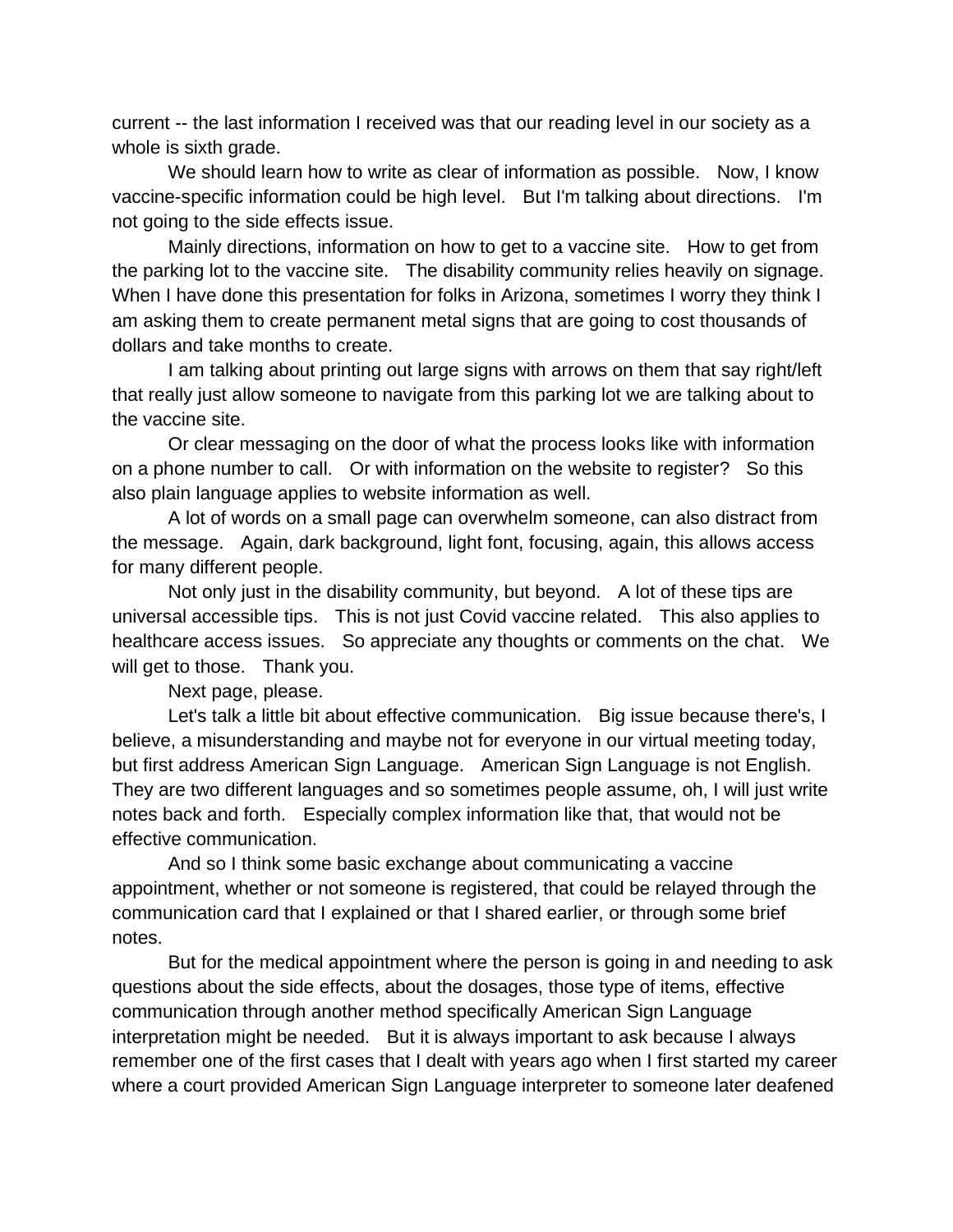current -- the last information I received was that our reading level in our society as a whole is sixth grade.

We should learn how to write as clear of information as possible. Now, I know vaccine-specific information could be high level. But I'm talking about directions. I'm not going to the side effects issue.

Mainly directions, information on how to get to a vaccine site. How to get from the parking lot to the vaccine site. The disability community relies heavily on signage. When I have done this presentation for folks in Arizona, sometimes I worry they think I am asking them to create permanent metal signs that are going to cost thousands of dollars and take months to create.

I am talking about printing out large signs with arrows on them that say right/left that really just allow someone to navigate from this parking lot we are talking about to the vaccine site.

Or clear messaging on the door of what the process looks like with information on a phone number to call. Or with information on the website to register? So this also plain language applies to website information as well.

A lot of words on a small page can overwhelm someone, can also distract from the message. Again, dark background, light font, focusing, again, this allows access for many different people.

Not only just in the disability community, but beyond. A lot of these tips are universal accessible tips. This is not just Covid vaccine related. This also applies to healthcare access issues. So appreciate any thoughts or comments on the chat. We will get to those. Thank you.

Next page, please.

Let's talk a little bit about effective communication. Big issue because there's, I believe, a misunderstanding and maybe not for everyone in our virtual meeting today, but first address American Sign Language. American Sign Language is not English. They are two different languages and so sometimes people assume, oh, I will just write notes back and forth. Especially complex information like that, that would not be effective communication.

And so I think some basic exchange about communicating a vaccine appointment, whether or not someone is registered, that could be relayed through the communication card that I explained or that I shared earlier, or through some brief notes.

But for the medical appointment where the person is going in and needing to ask questions about the side effects, about the dosages, those type of items, effective communication through another method specifically American Sign Language interpretation might be needed. But it is always important to ask because I always remember one of the first cases that I dealt with years ago when I first started my career where a court provided American Sign Language interpreter to someone later deafened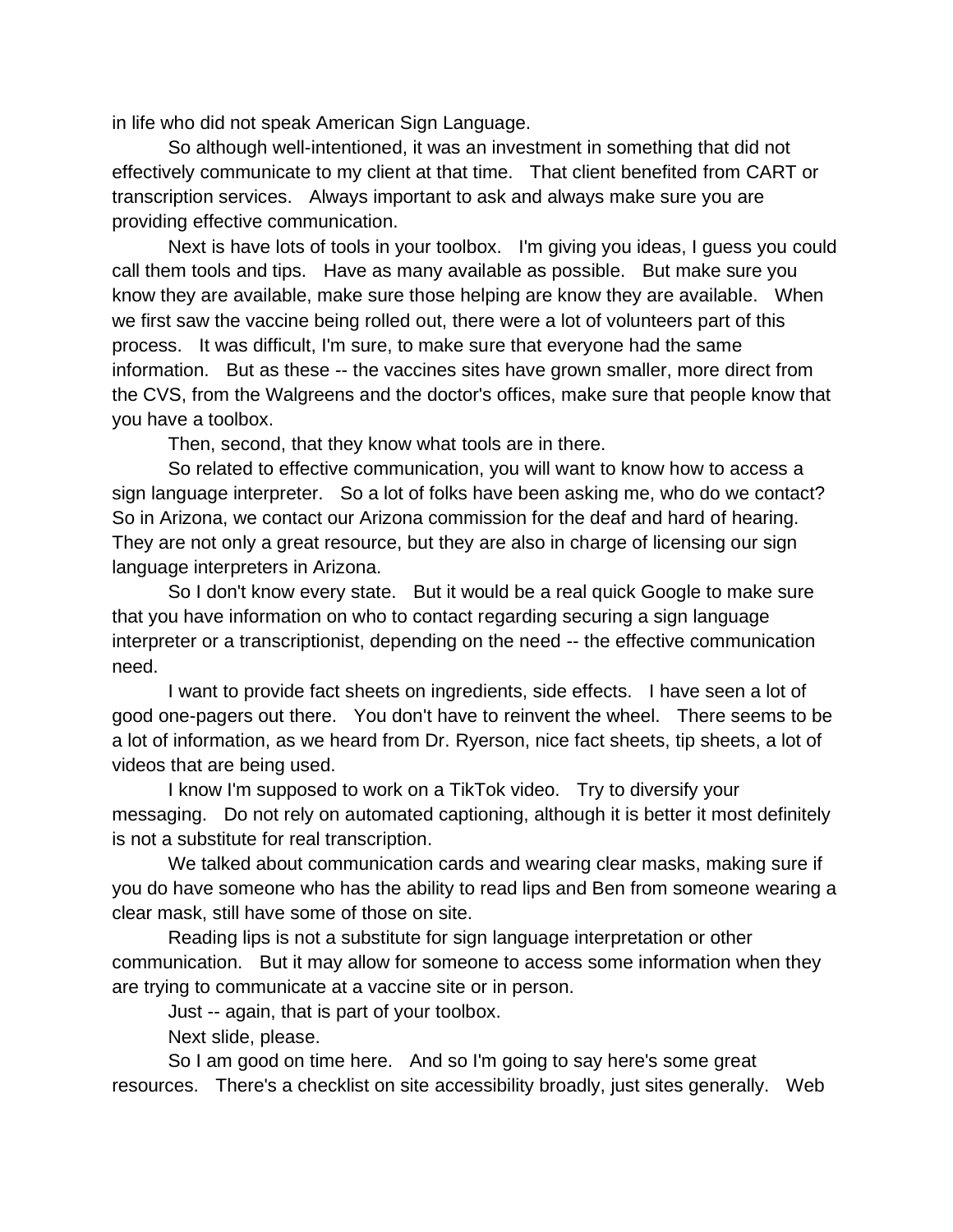in life who did not speak American Sign Language.

So although well-intentioned, it was an investment in something that did not effectively communicate to my client at that time. That client benefited from CART or transcription services. Always important to ask and always make sure you are providing effective communication.

Next is have lots of tools in your toolbox. I'm giving you ideas, I guess you could call them tools and tips. Have as many available as possible. But make sure you know they are available, make sure those helping are know they are available. When we first saw the vaccine being rolled out, there were a lot of volunteers part of this process. It was difficult, I'm sure, to make sure that everyone had the same information. But as these -- the vaccines sites have grown smaller, more direct from the CVS, from the Walgreens and the doctor's offices, make sure that people know that you have a toolbox.

Then, second, that they know what tools are in there.

So related to effective communication, you will want to know how to access a sign language interpreter. So a lot of folks have been asking me, who do we contact? So in Arizona, we contact our Arizona commission for the deaf and hard of hearing. They are not only a great resource, but they are also in charge of licensing our sign language interpreters in Arizona.

So I don't know every state. But it would be a real quick Google to make sure that you have information on who to contact regarding securing a sign language interpreter or a transcriptionist, depending on the need -- the effective communication need.

I want to provide fact sheets on ingredients, side effects. I have seen a lot of good one-pagers out there. You don't have to reinvent the wheel. There seems to be a lot of information, as we heard from Dr. Ryerson, nice fact sheets, tip sheets, a lot of videos that are being used.

I know I'm supposed to work on a TikTok video. Try to diversify your messaging. Do not rely on automated captioning, although it is better it most definitely is not a substitute for real transcription.

We talked about communication cards and wearing clear masks, making sure if you do have someone who has the ability to read lips and Ben from someone wearing a clear mask, still have some of those on site.

Reading lips is not a substitute for sign language interpretation or other communication. But it may allow for someone to access some information when they are trying to communicate at a vaccine site or in person.

Just -- again, that is part of your toolbox.

Next slide, please.

So I am good on time here. And so I'm going to say here's some great resources. There's a checklist on site accessibility broadly, just sites generally. Web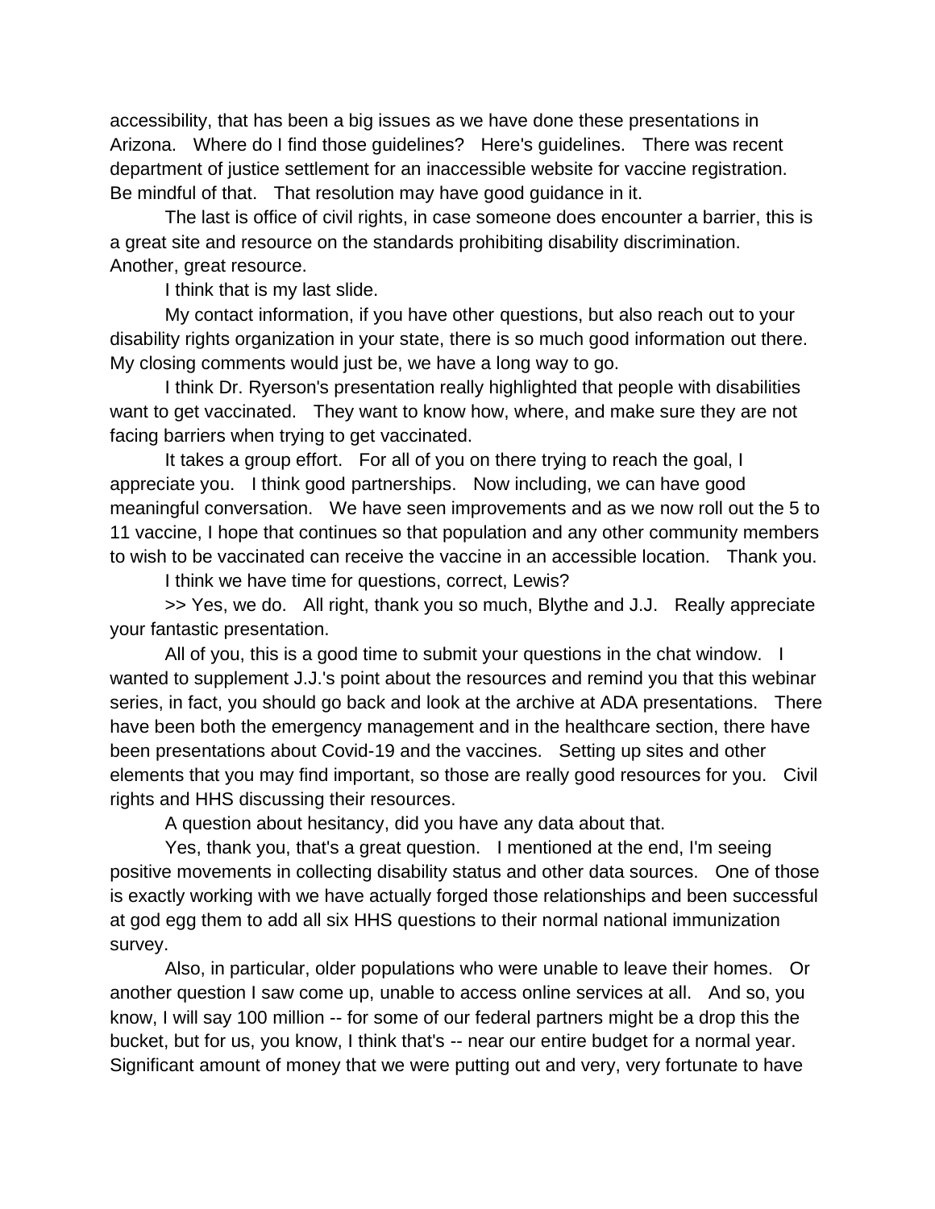accessibility, that has been a big issues as we have done these presentations in Arizona. Where do I find those guidelines? Here's guidelines. There was recent department of justice settlement for an inaccessible website for vaccine registration. Be mindful of that. That resolution may have good guidance in it.

The last is office of civil rights, in case someone does encounter a barrier, this is a great site and resource on the standards prohibiting disability discrimination. Another, great resource.

I think that is my last slide.

My contact information, if you have other questions, but also reach out to your disability rights organization in your state, there is so much good information out there. My closing comments would just be, we have a long way to go.

I think Dr. Ryerson's presentation really highlighted that people with disabilities want to get vaccinated. They want to know how, where, and make sure they are not facing barriers when trying to get vaccinated.

It takes a group effort. For all of you on there trying to reach the goal, I appreciate you. I think good partnerships. Now including, we can have good meaningful conversation. We have seen improvements and as we now roll out the 5 to 11 vaccine, I hope that continues so that population and any other community members to wish to be vaccinated can receive the vaccine in an accessible location. Thank you.

I think we have time for questions, correct, Lewis?

>> Yes, we do. All right, thank you so much, Blythe and J.J. Really appreciate your fantastic presentation.

All of you, this is a good time to submit your questions in the chat window. I wanted to supplement J.J.'s point about the resources and remind you that this webinar series, in fact, you should go back and look at the archive at ADA presentations. There have been both the emergency management and in the healthcare section, there have been presentations about Covid-19 and the vaccines. Setting up sites and other elements that you may find important, so those are really good resources for you. Civil rights and HHS discussing their resources.

A question about hesitancy, did you have any data about that.

Yes, thank you, that's a great question. I mentioned at the end, I'm seeing positive movements in collecting disability status and other data sources. One of those is exactly working with we have actually forged those relationships and been successful at god egg them to add all six HHS questions to their normal national immunization survey.

Also, in particular, older populations who were unable to leave their homes. Or another question I saw come up, unable to access online services at all. And so, you know, I will say 100 million -- for some of our federal partners might be a drop this the bucket, but for us, you know, I think that's -- near our entire budget for a normal year. Significant amount of money that we were putting out and very, very fortunate to have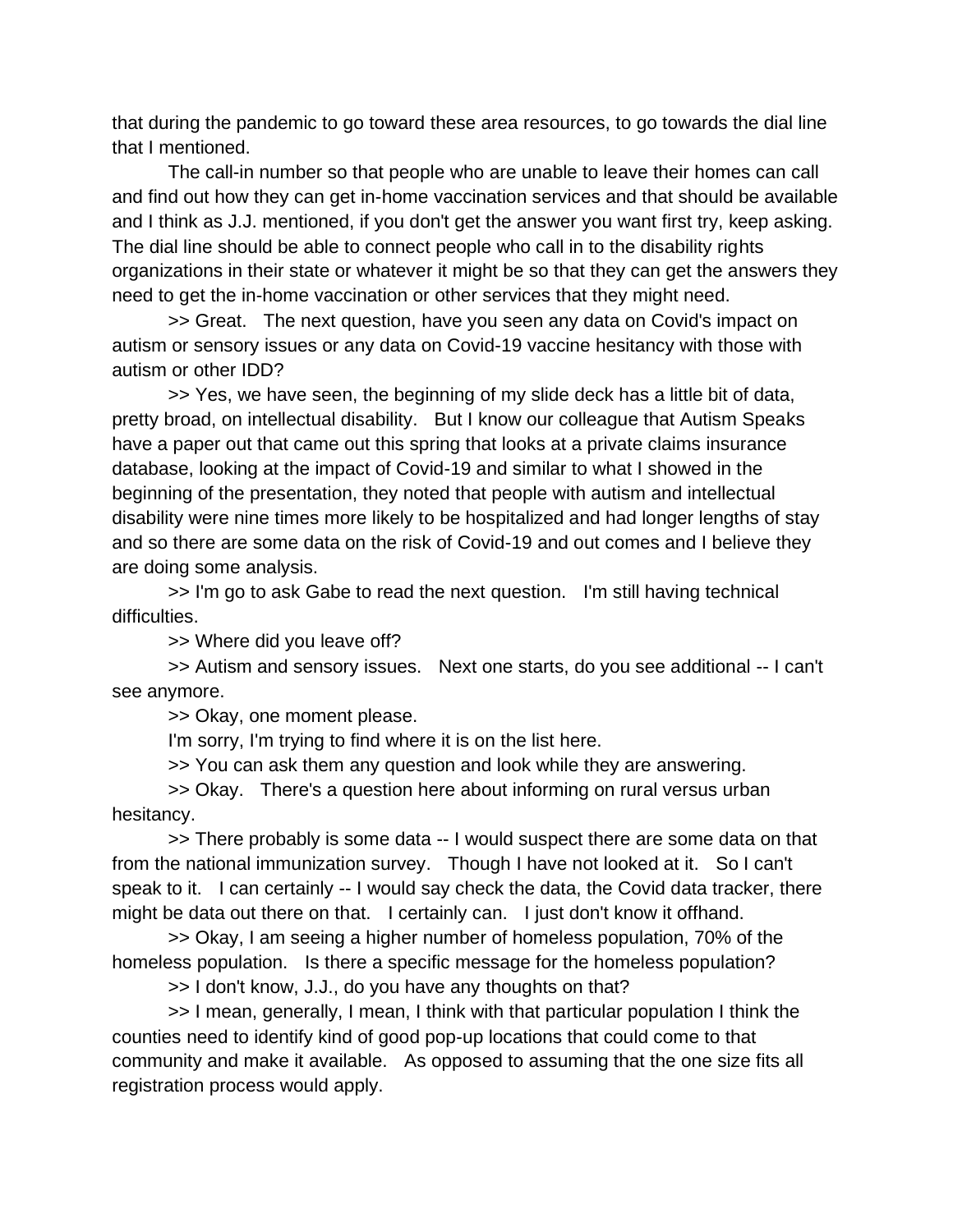that during the pandemic to go toward these area resources, to go towards the dial line that I mentioned.

The call-in number so that people who are unable to leave their homes can call and find out how they can get in-home vaccination services and that should be available and I think as J.J. mentioned, if you don't get the answer you want first try, keep asking. The dial line should be able to connect people who call in to the disability rights organizations in their state or whatever it might be so that they can get the answers they need to get the in-home vaccination or other services that they might need.

>> Great. The next question, have you seen any data on Covid's impact on autism or sensory issues or any data on Covid-19 vaccine hesitancy with those with autism or other IDD?

>> Yes, we have seen, the beginning of my slide deck has a little bit of data, pretty broad, on intellectual disability. But I know our colleague that Autism Speaks have a paper out that came out this spring that looks at a private claims insurance database, looking at the impact of Covid-19 and similar to what I showed in the beginning of the presentation, they noted that people with autism and intellectual disability were nine times more likely to be hospitalized and had longer lengths of stay and so there are some data on the risk of Covid-19 and out comes and I believe they are doing some analysis.

>> I'm go to ask Gabe to read the next question. I'm still having technical difficulties.

>> Where did you leave off?

>> Autism and sensory issues. Next one starts, do you see additional -- I can't see anymore.

>> Okay, one moment please.

I'm sorry, I'm trying to find where it is on the list here.

>> You can ask them any question and look while they are answering.

>> Okay. There's a question here about informing on rural versus urban hesitancy.

>> There probably is some data -- I would suspect there are some data on that from the national immunization survey. Though I have not looked at it. So I can't speak to it. I can certainly -- I would say check the data, the Covid data tracker, there might be data out there on that. I certainly can. I just don't know it offhand.

>> Okay, I am seeing a higher number of homeless population, 70% of the homeless population. Is there a specific message for the homeless population?

>> I don't know, J.J., do you have any thoughts on that?

>> I mean, generally, I mean, I think with that particular population I think the counties need to identify kind of good pop-up locations that could come to that community and make it available. As opposed to assuming that the one size fits all registration process would apply.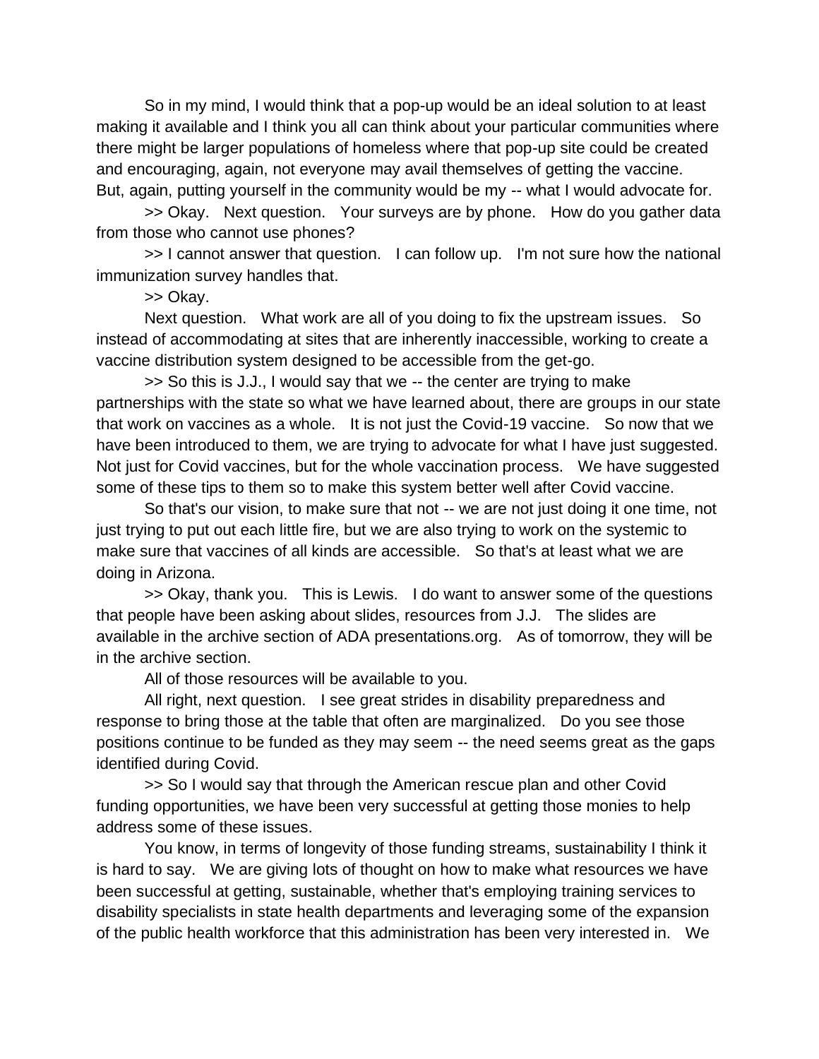So in my mind, I would think that a pop-up would be an ideal solution to at least making it available and I think you all can think about your particular communities where there might be larger populations of homeless where that pop-up site could be created and encouraging, again, not everyone may avail themselves of getting the vaccine. But, again, putting yourself in the community would be my -- what I would advocate for.

>> Okay. Next question. Your surveys are by phone. How do you gather data from those who cannot use phones?

>> I cannot answer that question. I can follow up. I'm not sure how the national immunization survey handles that.

>> Okay.

Next question. What work are all of you doing to fix the upstream issues. So instead of accommodating at sites that are inherently inaccessible, working to create a vaccine distribution system designed to be accessible from the get-go.

>> So this is J.J., I would say that we -- the center are trying to make partnerships with the state so what we have learned about, there are groups in our state that work on vaccines as a whole. It is not just the Covid-19 vaccine. So now that we have been introduced to them, we are trying to advocate for what I have just suggested. Not just for Covid vaccines, but for the whole vaccination process. We have suggested some of these tips to them so to make this system better well after Covid vaccine.

So that's our vision, to make sure that not -- we are not just doing it one time, not just trying to put out each little fire, but we are also trying to work on the systemic to make sure that vaccines of all kinds are accessible. So that's at least what we are doing in Arizona.

>> Okay, thank you. This is Lewis. I do want to answer some of the questions that people have been asking about slides, resources from J.J. The slides are available in the archive section of ADA presentations.org. As of tomorrow, they will be in the archive section.

All of those resources will be available to you.

All right, next question. I see great strides in disability preparedness and response to bring those at the table that often are marginalized. Do you see those positions continue to be funded as they may seem -- the need seems great as the gaps identified during Covid.

>> So I would say that through the American rescue plan and other Covid funding opportunities, we have been very successful at getting those monies to help address some of these issues.

You know, in terms of longevity of those funding streams, sustainability I think it is hard to say. We are giving lots of thought on how to make what resources we have been successful at getting, sustainable, whether that's employing training services to disability specialists in state health departments and leveraging some of the expansion of the public health workforce that this administration has been very interested in. We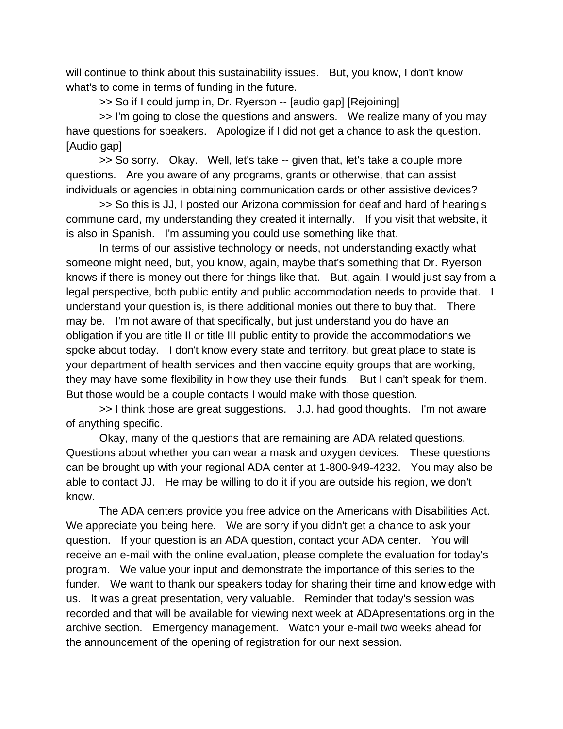will continue to think about this sustainability issues. But, you know, I don't know what's to come in terms of funding in the future.

>> So if I could jump in, Dr. Ryerson -- [audio gap] [Rejoining]

>> I'm going to close the questions and answers. We realize many of you may have questions for speakers. Apologize if I did not get a chance to ask the question. [Audio gap]

>> So sorry. Okay. Well, let's take -- given that, let's take a couple more questions. Are you aware of any programs, grants or otherwise, that can assist individuals or agencies in obtaining communication cards or other assistive devices?

>> So this is JJ, I posted our Arizona commission for deaf and hard of hearing's commune card, my understanding they created it internally. If you visit that website, it is also in Spanish. I'm assuming you could use something like that.

In terms of our assistive technology or needs, not understanding exactly what someone might need, but, you know, again, maybe that's something that Dr. Ryerson knows if there is money out there for things like that. But, again, I would just say from a legal perspective, both public entity and public accommodation needs to provide that. I understand your question is, is there additional monies out there to buy that. There may be. I'm not aware of that specifically, but just understand you do have an obligation if you are title II or title III public entity to provide the accommodations we spoke about today. I don't know every state and territory, but great place to state is your department of health services and then vaccine equity groups that are working, they may have some flexibility in how they use their funds. But I can't speak for them. But those would be a couple contacts I would make with those question.

>> I think those are great suggestions. J.J. had good thoughts. I'm not aware of anything specific.

Okay, many of the questions that are remaining are ADA related questions. Questions about whether you can wear a mask and oxygen devices. These questions can be brought up with your regional ADA center at 1-800-949-4232. You may also be able to contact JJ. He may be willing to do it if you are outside his region, we don't know.

The ADA centers provide you free advice on the Americans with Disabilities Act. We appreciate you being here. We are sorry if you didn't get a chance to ask your question. If your question is an ADA question, contact your ADA center. You will receive an e-mail with the online evaluation, please complete the evaluation for today's program. We value your input and demonstrate the importance of this series to the funder. We want to thank our speakers today for sharing their time and knowledge with us. It was a great presentation, very valuable. Reminder that today's session was recorded and that will be available for viewing next week at ADApresentations.org in the archive section. Emergency management. Watch your e-mail two weeks ahead for the announcement of the opening of registration for our next session.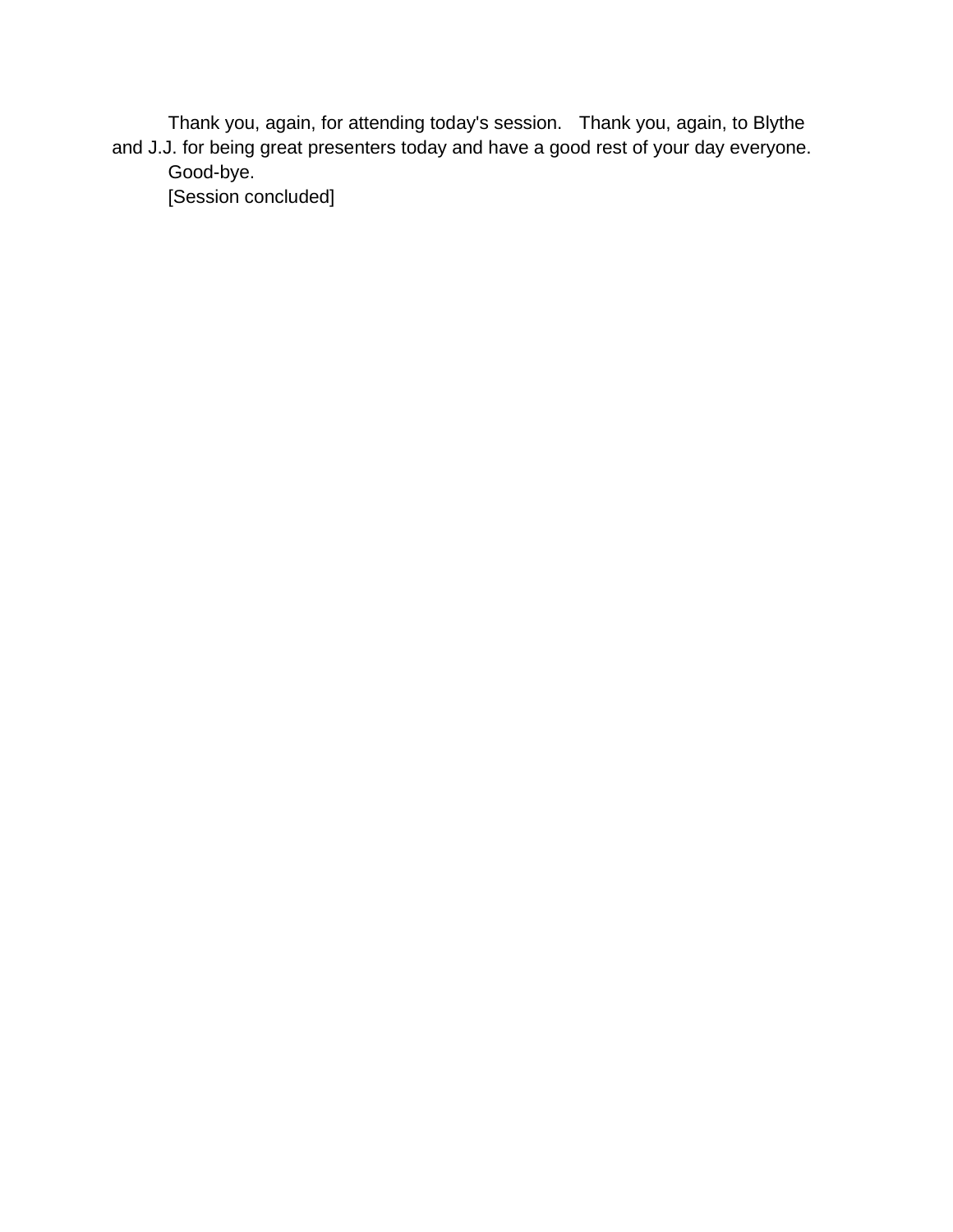Thank you, again, for attending today's session. Thank you, again, to Blythe and J.J. for being great presenters today and have a good rest of your day everyone.

Good-bye.

[Session concluded]